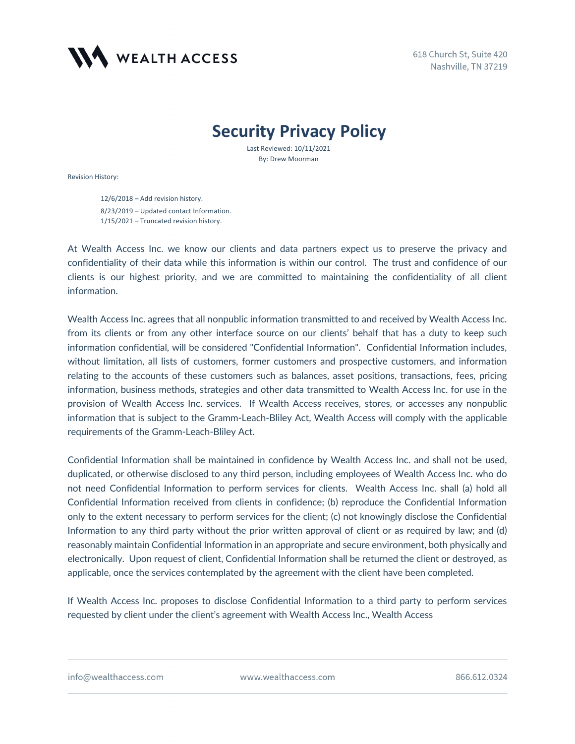WEALTH ACCESS

618 Church St, Suite 420
Nashville, TN 37219

# Security Privacy Policy

Last Reviewed: 10/11/2021
By: Drew Moorman

Revision History:

- 12/6/2018 – Add revision history.
- 8/23/2019 – Updated contact Information.
- 1/15/2021 – Truncated revision history.

At Wealth Access Inc. we know our clients and data partners expect us to preserve the privacy and confidentiality of their data while this information is within our control. The trust and confidence of our clients is our highest priority, and we are committed to maintaining the confidentiality of all client information.

Wealth Access Inc. agrees that all nonpublic information transmitted to and received by Wealth Access Inc. from its clients or from any other interface source on our clients' behalf that has a duty to keep such information confidential, will be considered "Confidential Information". Confidential Information includes, without limitation, all lists of customers, former customers and prospective customers, and information relating to the accounts of these customers such as balances, asset positions, transactions, fees, pricing information, business methods, strategies and other data transmitted to Wealth Access Inc. for use in the provision of Wealth Access Inc. services. If Wealth Access receives, stores, or accesses any nonpublic information that is subject to the Gramm-Leach-Bliley Act, Wealth Access will comply with the applicable requirements of the Gramm-Leach-Bliley Act.

Confidential Information shall be maintained in confidence by Wealth Access Inc. and shall not be used, duplicated, or otherwise disclosed to any third person, including employees of Wealth Access Inc. who do not need Confidential Information to perform services for clients. Wealth Access Inc. shall (a) hold all Confidential Information received from clients in confidence; (b) reproduce the Confidential Information only to the extent necessary to perform services for the client; (c) not knowingly disclose the Confidential Information to any third party without the prior written approval of client or as required by law; and (d) reasonably maintain Confidential Information in an appropriate and secure environment, both physically and electronically. Upon request of client, Confidential Information shall be returned the client or destroyed, as applicable, once the services contemplated by the agreement with the client have been completed.

If Wealth Access Inc. proposes to disclose Confidential Information to a third party to perform services requested by client under the client's agreement with Wealth Access Inc., Wealth Access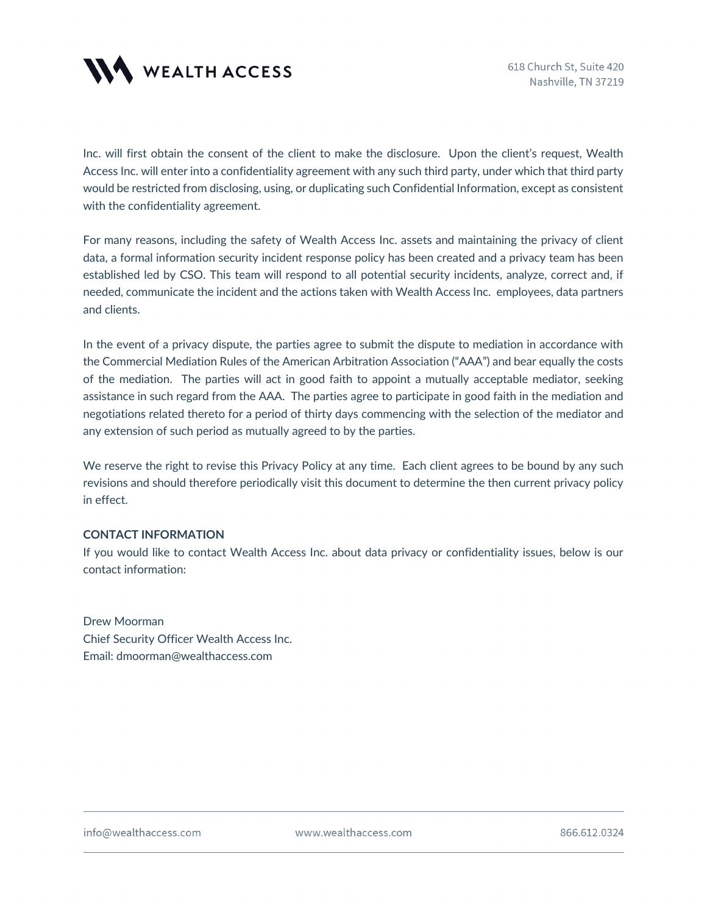Inc. will first obtain the consent of the client to make the disclosure. Upon the client's request, Wealth Access Inc. will enter into a confidentiality agreement with any such third party, under which that third party would be restricted from disclosing, using, or duplicating such Confidential Information, except as consistent with the confidentiality agreement.

For many reasons, including the safety of Wealth Access Inc. assets and maintaining the privacy of client data, a formal information security incident response policy has been created and a privacy team has been established led by CSO. This team will respond to all potential security incidents, analyze, correct and, if needed, communicate the incident and the actions taken with Wealth Access Inc. employees, data partners and clients.

In the event of a privacy dispute, the parties agree to submit the dispute to mediation in accordance with the Commercial Mediation Rules of the American Arbitration Association ("AAA") and bear equally the costs of the mediation. The parties will act in good faith to appoint a mutually acceptable mediator, seeking assistance in such regard from the AAA. The parties agree to participate in good faith in the mediation and negotiations related thereto for a period of thirty days commencing with the selection of the mediator and any extension of such period as mutually agreed to by the parties.

We reserve the right to revise this Privacy Policy at any time. Each client agrees to be bound by any such revisions and should therefore periodically visit this document to determine the then current privacy policy in effect.

**CONTACT INFORMATION**

If you would like to contact Wealth Access Inc. about data privacy or confidentiality issues, below is our contact information:

Drew Moorman
Chief Security Officer Wealth Access Inc.
Email: dmoorman@wealthaccess.com